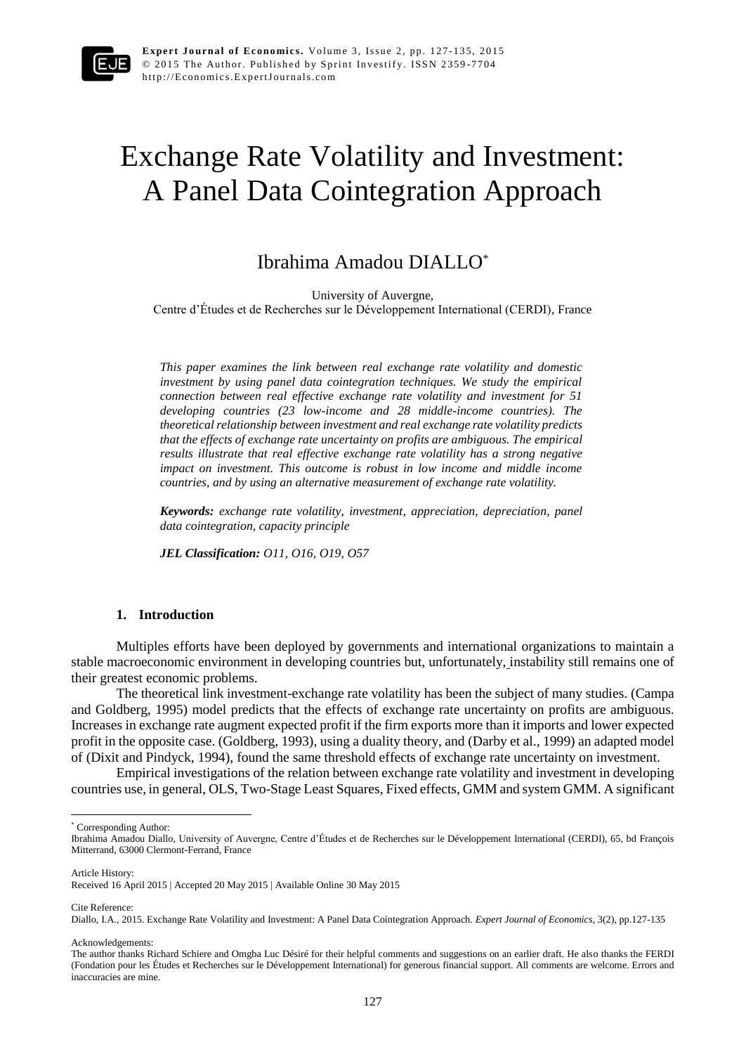# Exchange Rate Volatility and Investment: A Panel Data Cointegration Approach

## Ibrahima Amadou DIALLO*

University of Auvergne,
Centre d'Études et de Recherches sur le Développement International (CERDI), France

*This paper examines the link between real exchange rate volatility and domestic investment by using panel data cointegration techniques. We study the empirical connection between real effective exchange rate volatility and investment for 51 developing countries (23 low-income and 28 middle-income countries). The theoretical relationship between investment and real exchange rate volatility predicts that the effects of exchange rate uncertainty on profits are ambiguous. The empirical results illustrate that real effective exchange rate volatility has a strong negative impact on investment. This outcome is robust in low income and middle income countries, and by using an alternative measurement of exchange rate volatility.*

***Keywords:*** *exchange rate volatility, investment, appreciation, depreciation, panel data cointegration, capacity principle*

***JEL Classification:*** *O11, O16, O19, O57*

### 1. Introduction

Multiples efforts have been deployed by governments and international organizations to maintain a stable macroeconomic environment in developing countries but, unfortunately, instability still remains one of their greatest economic problems.

The theoretical link investment-exchange rate volatility has been the subject of many studies. (Campa and Goldberg, 1995) model predicts that the effects of exchange rate uncertainty on profits are ambiguous. Increases in exchange rate augment expected profit if the firm exports more than it imports and lower expected profit in the opposite case. (Goldberg, 1993), using a duality theory, and (Darby et al., 1999) an adapted model of (Dixit and Pindyck, 1994), found the same threshold effects of exchange rate uncertainty on investment.

Empirical investigations of the relation between exchange rate volatility and investment in developing countries use, in general, OLS, Two-Stage Least Squares, Fixed effects, GMM and system GMM. A significant

---

* Corresponding Author:
Ibrahima Amadou Diallo, University of Auvergne, Centre d'Études et de Recherches sur le Développement International (CERDI), 65, bd François Mitterrand, 63000 Clermont-Ferrand, France

Article History:
Received 16 April 2015 | Accepted 20 May 2015 | Available Online 30 May 2015

Cite Reference:
Diallo, I.A., 2015. Exchange Rate Volatility and Investment: A Panel Data Cointegration Approach. *Expert Journal of Economics*, 3(2), pp.127-135

Acknowledgements:
The author thanks Richard Schiere and Omgba Luc Désiré for their helpful comments and suggestions on an earlier draft. He also thanks the FERDI (Fondation pour les Études et Recherches sur le Développement International) for generous financial support. All comments are welcome. Errors and inaccuracies are mine.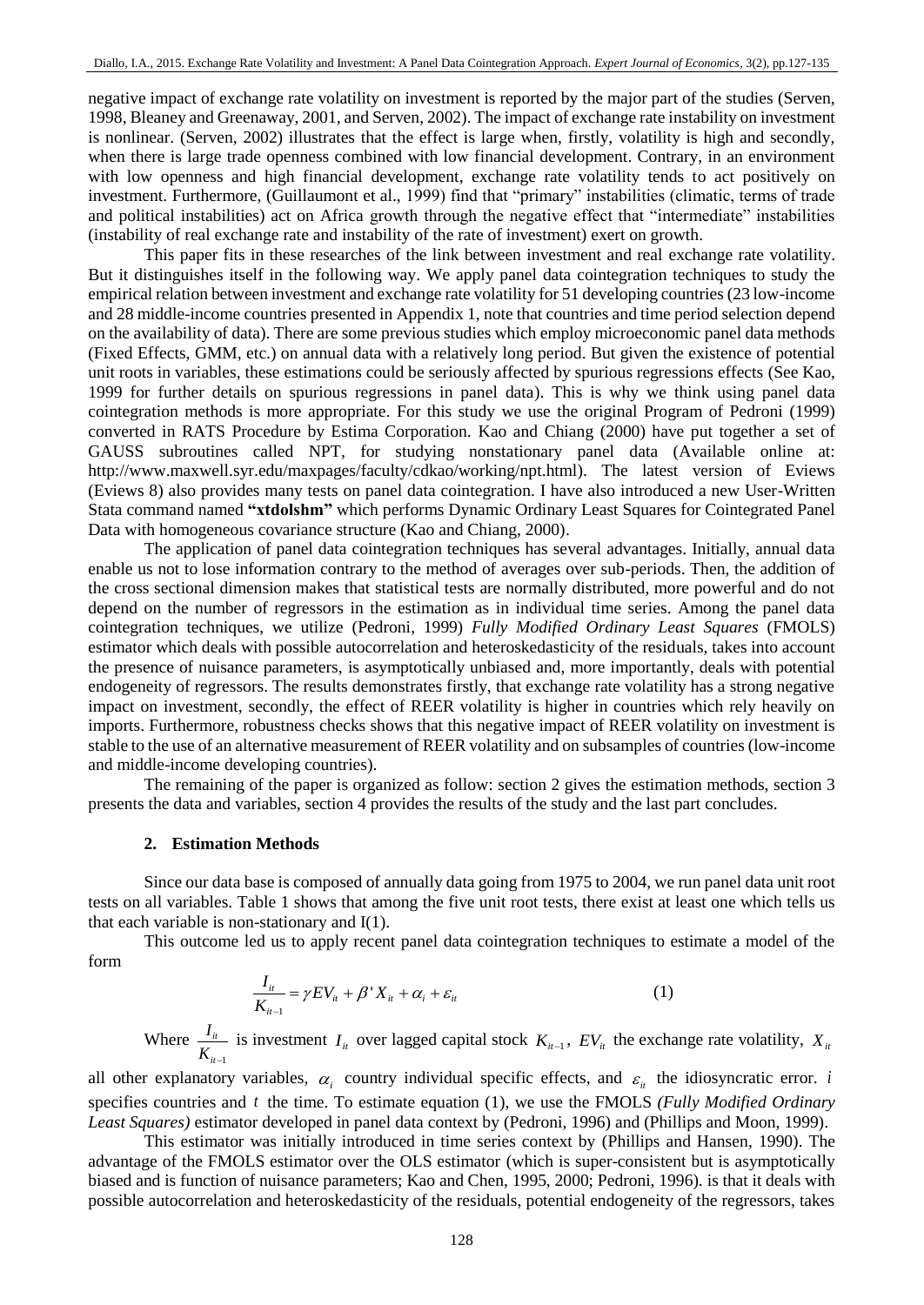negative impact of exchange rate volatility on investment is reported by the major part of the studies (Serven, 1998, Bleaney and Greenaway, 2001, and Serven, 2002). The impact of exchange rate instability on investment is nonlinear. (Serven, 2002) illustrates that the effect is large when, firstly, volatility is high and secondly, when there is large trade openness combined with low financial development. Contrary, in an environment with low openness and high financial development, exchange rate volatility tends to act positively on investment. Furthermore, (Guillaumont et al., 1999) find that "primary" instabilities (climatic, terms of trade and political instabilities) act on Africa growth through the negative effect that "intermediate" instabilities (instability of real exchange rate and instability of the rate of investment) exert on growth.

This paper fits in these researches of the link between investment and real exchange rate volatility. But it distinguishes itself in the following way. We apply panel data cointegration techniques to study the empirical relation between investment and exchange rate volatility for 51 developing countries (23 low-income and 28 middle-income countries presented in Appendix 1, note that countries and time period selection depend on the availability of data). There are some previous studies which employ microeconomic panel data methods (Fixed Effects, GMM, etc.) on annual data with a relatively long period. But given the existence of potential unit roots in variables, these estimations could be seriously affected by spurious regressions effects (See Kao, 1999 for further details on spurious regressions in panel data). This is why we think using panel data cointegration methods is more appropriate. For this study we use the original Program of Pedroni (1999) converted in RATS Procedure by Estima Corporation. Kao and Chiang (2000) have put together a set of GAUSS subroutines called NPT, for studying nonstationary panel data (Available online at: http://www.maxwell.syr.edu/maxpages/faculty/cdkao/working/npt.html). The latest version of Eviews (Eviews 8) also provides many tests on panel data cointegration. I have also introduced a new User-Written Stata command named **"xtdolshm"** which performs Dynamic Ordinary Least Squares for Cointegrated Panel Data with homogeneous covariance structure (Kao and Chiang, 2000).

The application of panel data cointegration techniques has several advantages. Initially, annual data enable us not to lose information contrary to the method of averages over sub-periods. Then, the addition of the cross sectional dimension makes that statistical tests are normally distributed, more powerful and do not depend on the number of regressors in the estimation as in individual time series. Among the panel data cointegration techniques, we utilize (Pedroni, 1999) *Fully Modified Ordinary Least Squares* (FMOLS) estimator which deals with possible autocorrelation and heteroskedasticity of the residuals, takes into account the presence of nuisance parameters, is asymptotically unbiased and, more importantly, deals with potential endogeneity of regressors. The results demonstrates firstly, that exchange rate volatility has a strong negative impact on investment, secondly, the effect of REER volatility is higher in countries which rely heavily on imports. Furthermore, robustness checks shows that this negative impact of REER volatility on investment is stable to the use of an alternative measurement of REER volatility and on subsamples of countries (low-income and middle-income developing countries).

The remaining of the paper is organized as follow: section 2 gives the estimation methods, section 3 presents the data and variables, section 4 provides the results of the study and the last part concludes.

## 2. Estimation Methods

Since our data base is composed of annually data going from 1975 to 2004, we run panel data unit root tests on all variables. Table 1 shows that among the five unit root tests, there exist at least one which tells us that each variable is non-stationary and I(1).

This outcome led us to apply recent panel data cointegration techniques to estimate a model of the form

$$\frac{I_{it}}{K_{it-1}} = \gamma EV_{it} + \beta' X_{it} + \alpha_i + \varepsilon_{it} \qquad (1)$$

Where $\frac{I_{it}}{K_{it-1}}$ is investment $I_{it}$ over lagged capital stock $K_{it-1}$, $EV_{it}$ the exchange rate volatility, $X_{it}$ all other explanatory variables, $\alpha_i$ country individual specific effects, and $\varepsilon_{it}$ the idiosyncratic error. $i$ specifies countries and $t$ the time. To estimate equation (1), we use the FMOLS *(Fully Modified Ordinary Least Squares)* estimator developed in panel data context by (Pedroni, 1996) and (Phillips and Moon, 1999).

This estimator was initially introduced in time series context by (Phillips and Hansen, 1990). The advantage of the FMOLS estimator over the OLS estimator (which is super-consistent but is asymptotically biased and is function of nuisance parameters; Kao and Chen, 1995, 2000; Pedroni, 1996). is that it deals with possible autocorrelation and heteroskedasticity of the residuals, potential endogeneity of the regressors, takes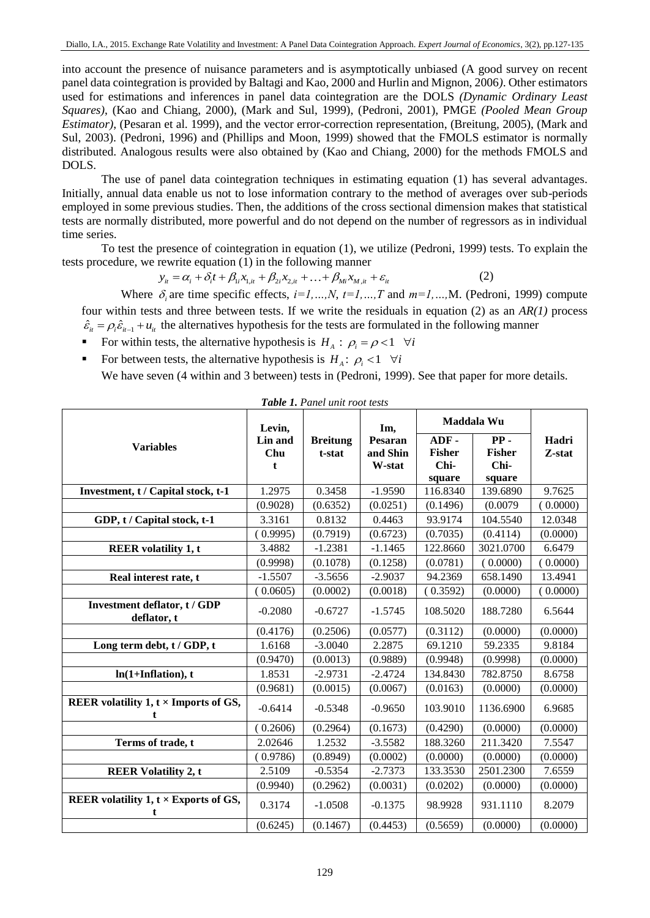into account the presence of nuisance parameters and is asymptotically unbiased (A good survey on recent panel data cointegration is provided by Baltagi and Kao, 2000 and Hurlin and Mignon, 2006*)*. Other estimators used for estimations and inferences in panel data cointegration are the DOLS *(Dynamic Ordinary Least Squares)*, (Kao and Chiang, 2000), (Mark and Sul, 1999), (Pedroni, 2001), PMGE *(Pooled Mean Group Estimator)*, (Pesaran et al. 1999), and the vector error-correction representation, (Breitung, 2005), (Mark and Sul, 2003). (Pedroni, 1996) and (Phillips and Moon, 1999) showed that the FMOLS estimator is normally distributed. Analogous results were also obtained by (Kao and Chiang, 2000) for the methods FMOLS and DOLS.

The use of panel data cointegration techniques in estimating equation (1) has several advantages. Initially, annual data enable us not to lose information contrary to the method of averages over sub-periods employed in some previous studies. Then, the additions of the cross sectional dimension makes that statistical tests are normally distributed, more powerful and do not depend on the number of regressors as in individual time series.

To test the presence of cointegration in equation (1), we utilize (Pedroni, 1999) tests. To explain the tests procedure, we rewrite equation (1) in the following manner

$$y_{it} = \alpha_i + \delta_i t + \beta_{1i} x_{1,it} + \beta_{2i} x_{2,it} + \ldots + \beta_{Mi} x_{M,it} + \varepsilon_{it} \qquad (2)$$

Where $\delta_i$ are time specific effects, $i=1,\ldots,N$, $t=1,\ldots,T$ and $m=1,\ldots,M$. (Pedroni, 1999) compute four within tests and three between tests. If we write the residuals in equation (2) as an *AR(1)* process $\hat{\varepsilon}_{it} = \rho_i \hat{\varepsilon}_{it-1} + u_{it}$ the alternatives hypothesis for the tests are formulated in the following manner

- For within tests, the alternative hypothesis is $H_A : \rho_i = \rho < 1 \ \ \forall i$
- For between tests, the alternative hypothesis is $H_A : \rho_i < 1 \ \ \forall i$

We have seven (4 within and 3 between) tests in (Pedroni, 1999). See that paper for more details.

***Table 1.*** *Panel unit root tests*

| Variables | Levin, Lin and Chu t | Breitung t-stat | Im, Pesaran and Shin W-stat | Maddala Wu | | Hadri Z-stat |
|---|---|---|---|---|---|---|
| | | | | ADF - Fisher Chi-square | PP - Fisher Chi-square | |
| **Investment, t / Capital stock, t-1** | 1.2975 | 0.3458 | -1.9590 | 116.8340 | 139.6890 | 9.7625 |
| | (0.9028) | (0.6352) | (0.0251) | (0.1496) | (0.0079 | ( 0.0000) |
| **GDP, t / Capital stock, t-1** | 3.3161 | 0.8132 | 0.4463 | 93.9174 | 104.5540 | 12.0348 |
| | ( 0.9995) | (0.7919) | (0.6723) | (0.7035) | (0.4114) | (0.0000) |
| **REER volatility 1, t** | 3.4882 | -1.2381 | -1.1465 | 122.8660 | 3021.0700 | 6.6479 |
| | (0.9998) | (0.1078) | (0.1258) | (0.0781) | ( 0.0000) | ( 0.0000) |
| **Real interest rate, t** | -1.5507 | -3.5656 | -2.9037 | 94.2369 | 658.1490 | 13.4941 |
| | ( 0.0605) | (0.0002) | (0.0018) | ( 0.3592) | (0.0000) | ( 0.0000) |
| **Investment deflator, t / GDP deflator, t** | -0.2080 | -0.6727 | -1.5745 | 108.5020 | 188.7280 | 6.5644 |
| | (0.4176) | (0.2506) | (0.0577) | (0.3112) | (0.0000) | (0.0000) |
| **Long term debt, t / GDP, t** | 1.6168 | -3.0040 | 2.2875 | 69.1210 | 59.2335 | 9.8184 |
| | (0.9470) | (0.0013) | (0.9889) | (0.9948) | (0.9998) | (0.0000) |
| **ln(1+Inflation), t** | 1.8531 | -2.9731 | -2.4724 | 134.8430 | 782.8750 | 8.6758 |
| | (0.9681) | (0.0015) | (0.0067) | (0.0163) | (0.0000) | (0.0000) |
| **REER volatility 1, t × Imports of GS, t** | -0.6414 | -0.5348 | -0.9650 | 103.9010 | 1136.6900 | 6.9685 |
| | ( 0.2606) | (0.2964) | (0.1673) | (0.4290) | (0.0000) | (0.0000) |
| **Terms of trade, t** | 2.02646 | 1.2532 | -3.5582 | 188.3260 | 211.3420 | 7.5547 |
| | ( 0.9786) | (0.8949) | (0.0002) | (0.0000) | (0.0000) | (0.0000) |
| **REER Volatility 2, t** | 2.5109 | -0.5354 | -2.7373 | 133.3530 | 2501.2300 | 7.6559 |
| | (0.9940) | (0.2962) | (0.0031) | (0.0202) | (0.0000) | (0.0000) |
| **REER volatility 1, t × Exports of GS, t** | 0.3174 | -1.0508 | -0.1375 | 98.9928 | 931.1110 | 8.2079 |
| | (0.6245) | (0.1467) | (0.4453) | (0.5659) | (0.0000) | (0.0000) |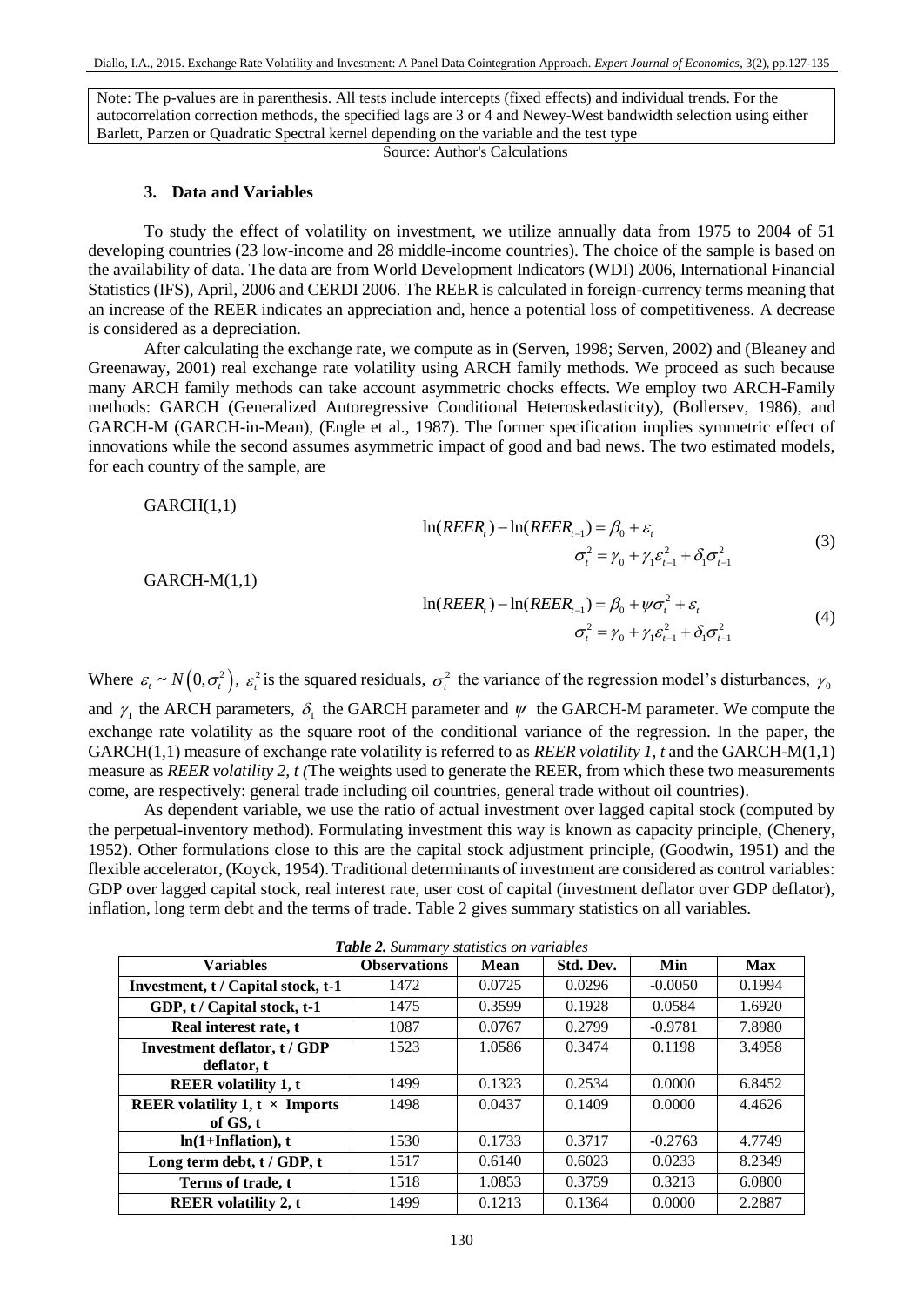Note: The p-values are in parenthesis. All tests include intercepts (fixed effects) and individual trends. For the autocorrelation correction methods, the specified lags are 3 or 4 and Newey-West bandwidth selection using either Barlett, Parzen or Quadratic Spectral kernel depending on the variable and the test type

Source: Author's Calculations

### 3. Data and Variables

To study the effect of volatility on investment, we utilize annually data from 1975 to 2004 of 51 developing countries (23 low-income and 28 middle-income countries). The choice of the sample is based on the availability of data. The data are from World Development Indicators (WDI) 2006, International Financial Statistics (IFS), April, 2006 and CERDI 2006. The REER is calculated in foreign-currency terms meaning that an increase of the REER indicates an appreciation and, hence a potential loss of competitiveness. A decrease is considered as a depreciation.

After calculating the exchange rate, we compute as in (Serven, 1998; Serven, 2002) and (Bleaney and Greenaway, 2001) real exchange rate volatility using ARCH family methods. We proceed as such because many ARCH family methods can take account asymmetric chocks effects. We employ two ARCH-Family methods: GARCH (Generalized Autoregressive Conditional Heteroskedasticity), (Bollersev, 1986), and GARCH-M (GARCH-in-Mean), (Engle et al., 1987). The former specification implies symmetric effect of innovations while the second assumes asymmetric impact of good and bad news. The two estimated models, for each country of the sample, are

GARCH(1,1)

$$\begin{aligned} \ln(REER_t) - \ln(REER_{t-1}) &= \beta_0 + \varepsilon_t \\ \sigma_t^2 &= \gamma_0 + \gamma_1 \varepsilon_{t-1}^2 + \delta_1 \sigma_{t-1}^2 \end{aligned} \tag{3}$$

GARCH-M(1,1)

$$\begin{aligned} \ln(REER_t) - \ln(REER_{t-1}) &= \beta_0 + \psi \sigma_t^2 + \varepsilon_t \\ \sigma_t^2 &= \gamma_0 + \gamma_1 \varepsilon_{t-1}^2 + \delta_1 \sigma_{t-1}^2 \end{aligned} \tag{4}$$

Where $\varepsilon_t \sim N(0, \sigma_t^2)$, $\varepsilon_t^2$ is the squared residuals, $\sigma_t^2$ the variance of the regression model's disturbances, $\gamma_0$ and $\gamma_1$ the ARCH parameters, $\delta_1$ the GARCH parameter and $\psi$ the GARCH-M parameter. We compute the exchange rate volatility as the square root of the conditional variance of the regression. In the paper, the GARCH(1,1) measure of exchange rate volatility is referred to as *REER volatility 1, t* and the GARCH-M(1,1) measure as *REER volatility 2, t (*The weights used to generate the REER, from which these two measurements come, are respectively: general trade including oil countries, general trade without oil countries).

As dependent variable, we use the ratio of actual investment over lagged capital stock (computed by the perpetual-inventory method). Formulating investment this way is known as capacity principle, (Chenery, 1952). Other formulations close to this are the capital stock adjustment principle, (Goodwin, 1951) and the flexible accelerator, (Koyck, 1954). Traditional determinants of investment are considered as control variables: GDP over lagged capital stock, real interest rate, user cost of capital (investment deflator over GDP deflator), inflation, long term debt and the terms of trade. Table 2 gives summary statistics on all variables.

***Table 2.*** *Summary statistics on variables*

| Variables | Observations | Mean | Std. Dev. | Min | Max |
|---|---|---|---|---|---|
| **Investment, t / Capital stock, t-1** | 1472 | 0.0725 | 0.0296 | -0.0050 | 0.1994 |
| **GDP, t / Capital stock, t-1** | 1475 | 0.3599 | 0.1928 | 0.0584 | 1.6920 |
| **Real interest rate, t** | 1087 | 0.0767 | 0.2799 | -0.9781 | 7.8980 |
| **Investment deflator, t / GDP deflator, t** | 1523 | 1.0586 | 0.3474 | 0.1198 | 3.4958 |
| **REER volatility 1, t** | 1499 | 0.1323 | 0.2534 | 0.0000 | 6.8452 |
| **REER volatility 1, t × Imports of GS, t** | 1498 | 0.0437 | 0.1409 | 0.0000 | 4.4626 |
| **ln(1+Inflation), t** | 1530 | 0.1733 | 0.3717 | -0.2763 | 4.7749 |
| **Long term debt, t / GDP, t** | 1517 | 0.6140 | 0.6023 | 0.0233 | 8.2349 |
| **Terms of trade, t** | 1518 | 1.0853 | 0.3759 | 0.3213 | 6.0800 |
| **REER volatility 2, t** | 1499 | 0.1213 | 0.1364 | 0.0000 | 2.2887 |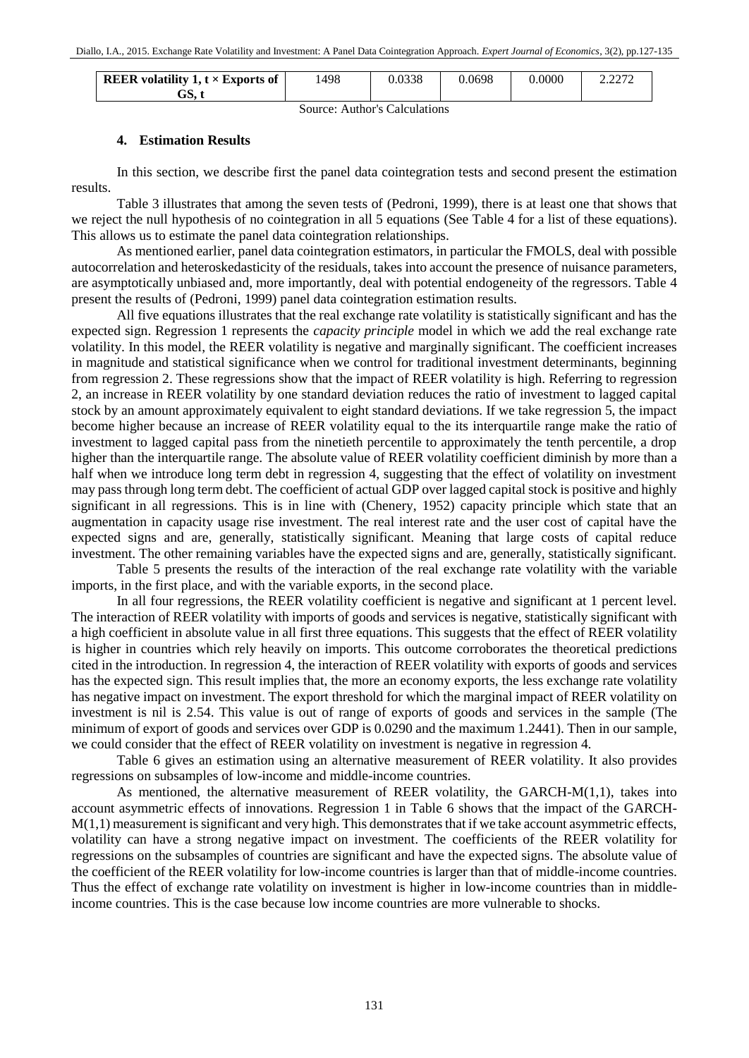| REER volatility 1, t × Exports of GS, t | 1498 | 0.0338 | 0.0698 | 0.0000 | 2.2272 |
|---|---|---|---|---|---|

Source: Author's Calculations

## 4. Estimation Results

In this section, we describe first the panel data cointegration tests and second present the estimation results.

Table 3 illustrates that among the seven tests of (Pedroni, 1999), there is at least one that shows that we reject the null hypothesis of no cointegration in all 5 equations (See Table 4 for a list of these equations). This allows us to estimate the panel data cointegration relationships.

As mentioned earlier, panel data cointegration estimators, in particular the FMOLS, deal with possible autocorrelation and heteroskedasticity of the residuals, takes into account the presence of nuisance parameters, are asymptotically unbiased and, more importantly, deal with potential endogeneity of the regressors. Table 4 present the results of (Pedroni, 1999) panel data cointegration estimation results.

All five equations illustrates that the real exchange rate volatility is statistically significant and has the expected sign. Regression 1 represents the *capacity principle* model in which we add the real exchange rate volatility. In this model, the REER volatility is negative and marginally significant. The coefficient increases in magnitude and statistical significance when we control for traditional investment determinants, beginning from regression 2. These regressions show that the impact of REER volatility is high. Referring to regression 2, an increase in REER volatility by one standard deviation reduces the ratio of investment to lagged capital stock by an amount approximately equivalent to eight standard deviations. If we take regression 5, the impact become higher because an increase of REER volatility equal to the its interquartile range make the ratio of investment to lagged capital pass from the ninetieth percentile to approximately the tenth percentile, a drop higher than the interquartile range. The absolute value of REER volatility coefficient diminish by more than a half when we introduce long term debt in regression 4, suggesting that the effect of volatility on investment may pass through long term debt. The coefficient of actual GDP over lagged capital stock is positive and highly significant in all regressions. This is in line with (Chenery, 1952) capacity principle which state that an augmentation in capacity usage rise investment. The real interest rate and the user cost of capital have the expected signs and are, generally, statistically significant. Meaning that large costs of capital reduce investment. The other remaining variables have the expected signs and are, generally, statistically significant.

Table 5 presents the results of the interaction of the real exchange rate volatility with the variable imports, in the first place, and with the variable exports, in the second place.

In all four regressions, the REER volatility coefficient is negative and significant at 1 percent level. The interaction of REER volatility with imports of goods and services is negative, statistically significant with a high coefficient in absolute value in all first three equations. This suggests that the effect of REER volatility is higher in countries which rely heavily on imports. This outcome corroborates the theoretical predictions cited in the introduction. In regression 4, the interaction of REER volatility with exports of goods and services has the expected sign. This result implies that, the more an economy exports, the less exchange rate volatility has negative impact on investment. The export threshold for which the marginal impact of REER volatility on investment is nil is 2.54. This value is out of range of exports of goods and services in the sample (The minimum of export of goods and services over GDP is 0.0290 and the maximum 1.2441). Then in our sample, we could consider that the effect of REER volatility on investment is negative in regression 4.

Table 6 gives an estimation using an alternative measurement of REER volatility. It also provides regressions on subsamples of low-income and middle-income countries.

As mentioned, the alternative measurement of REER volatility, the GARCH-M(1,1), takes into account asymmetric effects of innovations. Regression 1 in Table 6 shows that the impact of the GARCH-M(1,1) measurement is significant and very high. This demonstrates that if we take account asymmetric effects, volatility can have a strong negative impact on investment. The coefficients of the REER volatility for regressions on the subsamples of countries are significant and have the expected signs. The absolute value of the coefficient of the REER volatility for low-income countries is larger than that of middle-income countries. Thus the effect of exchange rate volatility on investment is higher in low-income countries than in middle-income countries. This is the case because low income countries are more vulnerable to shocks.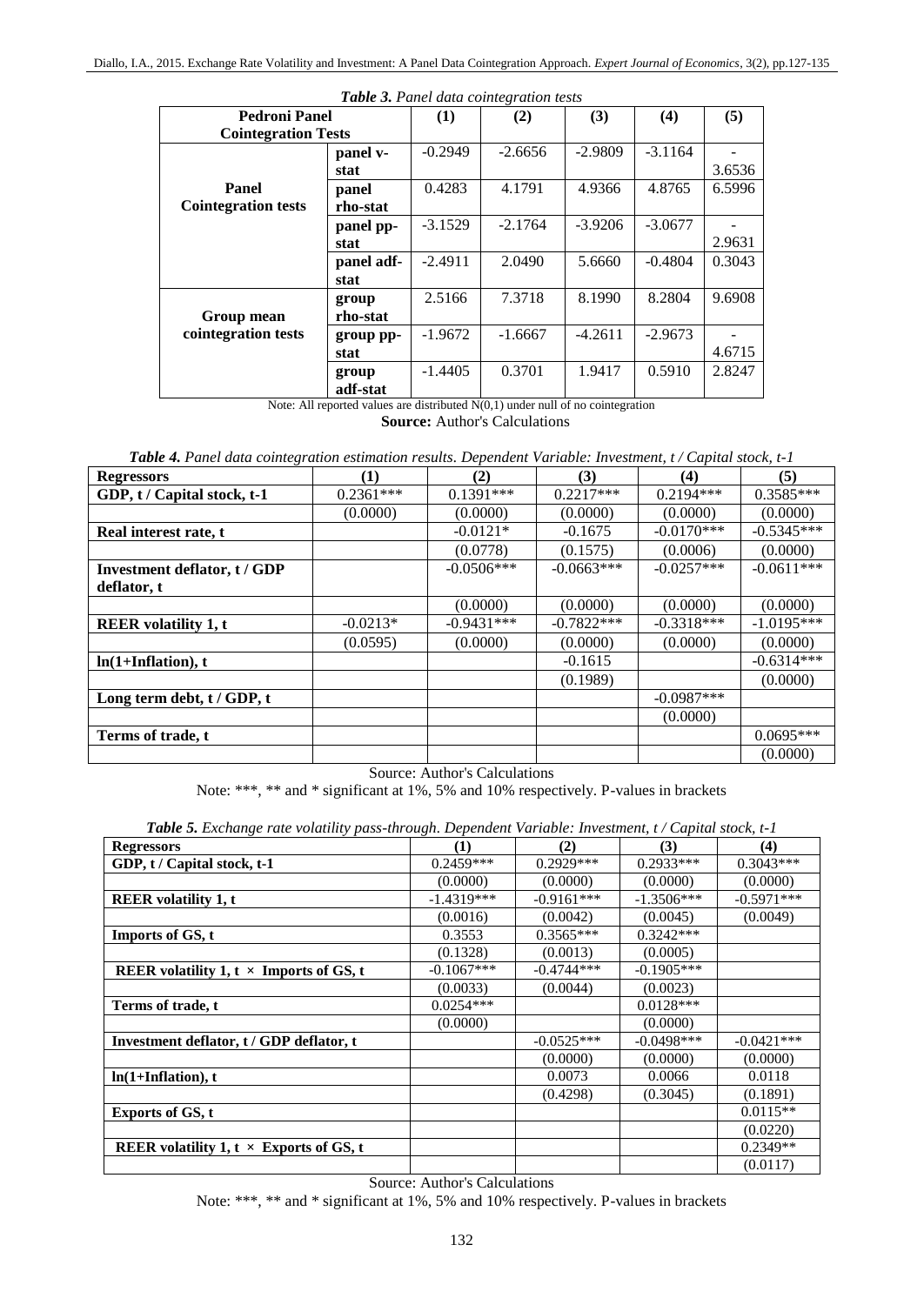*Table 3. Panel data cointegration tests*

| Pedroni Panel Cointegration Tests | | (1) | (2) | (3) | (4) | (5) |
|---|---|---|---|---|---|---|
| Panel Cointegration tests | panel v-stat | -0.2949 | -2.6656 | -2.9809 | -3.1164 | -3.6536 |
| | panel rho-stat | 0.4283 | 4.1791 | 4.9366 | 4.8765 | 6.5996 |
| | panel pp-stat | -3.1529 | -2.1764 | -3.9206 | -3.0677 | -2.9631 |
| | panel adf-stat | -2.4911 | 2.0490 | 5.6660 | -0.4804 | 0.3043 |
| Group mean cointegration tests | group rho-stat | 2.5166 | 7.3718 | 8.1990 | 8.2804 | 9.6908 |
| | group pp-stat | -1.9672 | -1.6667 | -4.2611 | -2.9673 | -4.6715 |
| | group adf-stat | -1.4405 | 0.3701 | 1.9417 | 0.5910 | 2.8247 |

Note: All reported values are distributed N(0,1) under null of no cointegration

**Source:** Author's Calculations

***Table 4.*** *Panel data cointegration estimation results. Dependent Variable: Investment, t / Capital stock, t-1*

| Regressors | (1) | (2) | (3) | (4) | (5) |
|---|---|---|---|---|---|
| **GDP, t / Capital stock, t-1** | 0.2361*** | 0.1391*** | 0.2217*** | 0.2194*** | 0.3585*** |
| | (0.0000) | (0.0000) | (0.0000) | (0.0000) | (0.0000) |
| **Real interest rate, t** | | -0.0121* | -0.1675 | -0.0170*** | -0.5345*** |
| | | (0.0778) | (0.1575) | (0.0006) | (0.0000) |
| **Investment deflator, t / GDP deflator, t** | | -0.0506*** | -0.0663*** | -0.0257*** | -0.0611*** |
| | | (0.0000) | (0.0000) | (0.0000) | (0.0000) |
| **REER volatility 1, t** | -0.0213* | -0.9431*** | -0.7822*** | -0.3318*** | -1.0195*** |
| | (0.0595) | (0.0000) | (0.0000) | (0.0000) | (0.0000) |
| **ln(1+Inflation), t** | | | -0.1615 | | -0.6314*** |
| | | | (0.1989) | | (0.0000) |
| **Long term debt, t / GDP, t** | | | | -0.0987*** | |
| | | | | (0.0000) | |
| **Terms of trade, t** | | | | | 0.0695*** |
| | | | | | (0.0000) |

Source: Author's Calculations

Note: ***, ** and * significant at 1%, 5% and 10% respectively. P-values in brackets

***Table 5.*** *Exchange rate volatility pass-through. Dependent Variable: Investment, t / Capital stock, t-1*

| Regressors | (1) | (2) | (3) | (4) |
|---|---|---|---|---|
| **GDP, t / Capital stock, t-1** | 0.2459*** | 0.2929*** | 0.2933*** | 0.3043*** |
| | (0.0000) | (0.0000) | (0.0000) | (0.0000) |
| **REER volatility 1, t** | -1.4319*** | -0.9161*** | -1.3506*** | -0.5971*** |
| | (0.0016) | (0.0042) | (0.0045) | (0.0049) |
| **Imports of GS, t** | 0.3553 | 0.3565*** | 0.3242*** | |
| | (0.1328) | (0.0013) | (0.0005) | |
| **REER volatility 1, t × Imports of GS, t** | -0.1067*** | -0.4744*** | -0.1905*** | |
| | (0.0033) | (0.0044) | (0.0023) | |
| **Terms of trade, t** | 0.0254*** | | 0.0128*** | |
| | (0.0000) | | (0.0000) | |
| **Investment deflator, t / GDP deflator, t** | | -0.0525*** | -0.0498*** | -0.0421*** |
| | | (0.0000) | (0.0000) | (0.0000) |
| **ln(1+Inflation), t** | | 0.0073 | 0.0066 | 0.0118 |
| | | (0.4298) | (0.3045) | (0.1891) |
| **Exports of GS, t** | | | | 0.0115** |
| | | | | (0.0220) |
| **REER volatility 1, t × Exports of GS, t** | | | | 0.2349** |
| | | | | (0.0117) |

Source: Author's Calculations

Note: ***, ** and * significant at 1%, 5% and 10% respectively. P-values in brackets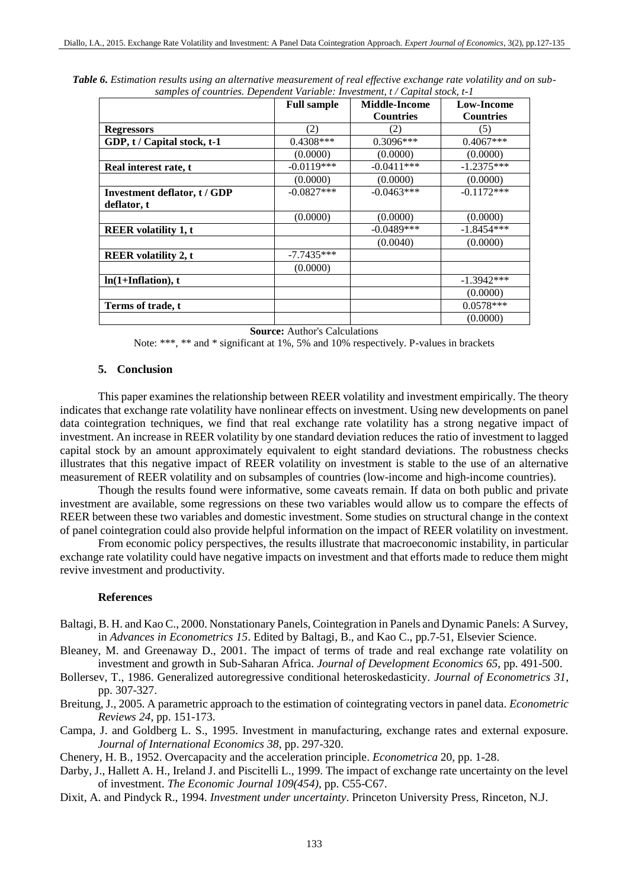*Table 6. Estimation results using an alternative measurement of real effective exchange rate volatility and on sub-samples of countries. Dependent Variable: Investment, t / Capital stock, t-1*

| | Full sample | Middle-Income Countries | Low-Income Countries |
|---|---|---|---|
| **Regressors** | (2) | (2) | (5) |
| **GDP, t / Capital stock, t-1** | 0.4308*** | 0.3096*** | 0.4067*** |
| | (0.0000) | (0.0000) | (0.0000) |
| **Real interest rate, t** | -0.0119*** | -0.0411*** | -1.2375*** |
| | (0.0000) | (0.0000) | (0.0000) |
| **Investment deflator, t / GDP deflator, t** | -0.0827*** | -0.0463*** | -0.1172*** |
| | (0.0000) | (0.0000) | (0.0000) |
| **REER volatility 1, t** | | -0.0489*** | -1.8454*** |
| | | (0.0040) | (0.0000) |
| **REER volatility 2, t** | -7.7435*** | | |
| | (0.0000) | | |
| **ln(1+Inflation), t** | | | -1.3942*** |
| | | | (0.0000) |
| **Terms of trade, t** | | | 0.0578*** |
| | | | (0.0000) |

**Source:** Author's Calculations

Note: ***, ** and * significant at 1%, 5% and 10% respectively. P-values in brackets

## 5. Conclusion

This paper examines the relationship between REER volatility and investment empirically. The theory indicates that exchange rate volatility have nonlinear effects on investment. Using new developments on panel data cointegration techniques, we find that real exchange rate volatility has a strong negative impact of investment. An increase in REER volatility by one standard deviation reduces the ratio of investment to lagged capital stock by an amount approximately equivalent to eight standard deviations. The robustness checks illustrates that this negative impact of REER volatility on investment is stable to the use of an alternative measurement of REER volatility and on subsamples of countries (low-income and high-income countries).

Though the results found were informative, some caveats remain. If data on both public and private investment are available, some regressions on these two variables would allow us to compare the effects of REER between these two variables and domestic investment. Some studies on structural change in the context of panel cointegration could also provide helpful information on the impact of REER volatility on investment.

From economic policy perspectives, the results illustrate that macroeconomic instability, in particular exchange rate volatility could have negative impacts on investment and that efforts made to reduce them might revive investment and productivity.

### References

Baltagi, B. H. and Kao C., 2000. Nonstationary Panels, Cointegration in Panels and Dynamic Panels: A Survey, in *Advances in Econometrics 15*. Edited by Baltagi, B., and Kao C., pp.7-51, Elsevier Science.

Bleaney, M. and Greenaway D., 2001. The impact of terms of trade and real exchange rate volatility on investment and growth in Sub-Saharan Africa. *Journal of Development Economics 65*, pp. 491-500.

Bollersev, T., 1986. Generalized autoregressive conditional heteroskedasticity. *Journal of Econometrics 31*, pp. 307-327.

Breitung, J., 2005. A parametric approach to the estimation of cointegrating vectors in panel data. *Econometric Reviews 24*, pp. 151-173.

Campa, J. and Goldberg L. S., 1995. Investment in manufacturing, exchange rates and external exposure. *Journal of International Economics 38*, pp. 297-320.

Chenery, H. B., 1952. Overcapacity and the acceleration principle. *Econometrica* 20, pp. 1-28.

Darby, J., Hallett A. H., Ireland J. and Piscitelli L., 1999. The impact of exchange rate uncertainty on the level of investment. *The Economic Journal 109(454)*, pp. C55-C67.

Dixit, A. and Pindyck R., 1994. *Investment under uncertainty*. Princeton University Press, Rinceton, N.J.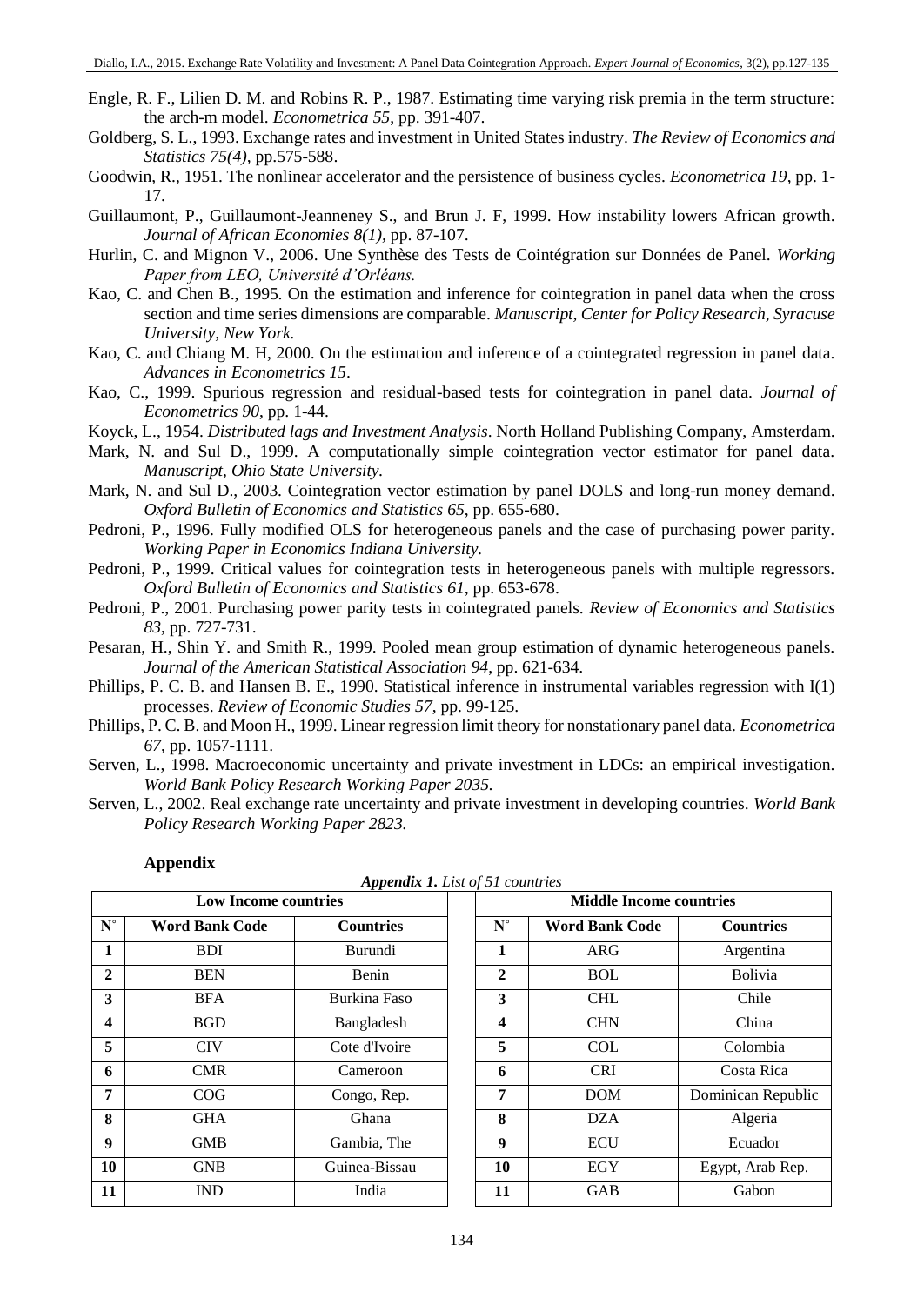Engle, R. F., Lilien D. M. and Robins R. P., 1987. Estimating time varying risk premia in the term structure: the arch-m model. *Econometrica 55*, pp. 391-407.

Goldberg, S. L., 1993. Exchange rates and investment in United States industry. *The Review of Economics and Statistics 75(4)*, pp.575-588.

Goodwin, R., 1951. The nonlinear accelerator and the persistence of business cycles. *Econometrica 19*, pp. 1-17.

Guillaumont, P., Guillaumont-Jeanneney S., and Brun J. F, 1999. How instability lowers African growth. *Journal of African Economies 8(1)*, pp. 87-107.

Hurlin, C. and Mignon V., 2006. Une Synthèse des Tests de Cointégration sur Données de Panel. *Working Paper from LEO, Université d'Orléans.*

Kao, C. and Chen B., 1995. On the estimation and inference for cointegration in panel data when the cross section and time series dimensions are comparable. *Manuscript, Center for Policy Research, Syracuse University, New York.*

Kao, C. and Chiang M. H, 2000. On the estimation and inference of a cointegrated regression in panel data. *Advances in Econometrics 15*.

Kao, C., 1999. Spurious regression and residual-based tests for cointegration in panel data. *Journal of Econometrics 90*, pp. 1-44.

Koyck, L., 1954. *Distributed lags and Investment Analysis*. North Holland Publishing Company, Amsterdam.

Mark, N. and Sul D., 1999. A computationally simple cointegration vector estimator for panel data. *Manuscript, Ohio State University.*

Mark, N. and Sul D., 2003. Cointegration vector estimation by panel DOLS and long-run money demand. *Oxford Bulletin of Economics and Statistics 65*, pp. 655-680.

Pedroni, P., 1996. Fully modified OLS for heterogeneous panels and the case of purchasing power parity. *Working Paper in Economics Indiana University.*

Pedroni, P., 1999. Critical values for cointegration tests in heterogeneous panels with multiple regressors. *Oxford Bulletin of Economics and Statistics 61*, pp. 653-678.

Pedroni, P., 2001. Purchasing power parity tests in cointegrated panels. *Review of Economics and Statistics 83*, pp. 727-731.

Pesaran, H., Shin Y. and Smith R., 1999. Pooled mean group estimation of dynamic heterogeneous panels. *Journal of the American Statistical Association 94*, pp. 621-634.

Phillips, P. C. B. and Hansen B. E., 1990. Statistical inference in instrumental variables regression with I(1) processes. *Review of Economic Studies 57*, pp. 99-125.

Phillips, P. C. B. and Moon H., 1999. Linear regression limit theory for nonstationary panel data. *Econometrica 67*, pp. 1057-1111.

Serven, L., 1998. Macroeconomic uncertainty and private investment in LDCs: an empirical investigation. *World Bank Policy Research Working Paper 2035.*

Serven, L., 2002. Real exchange rate uncertainty and private investment in developing countries. *World Bank Policy Research Working Paper 2823.*

## Appendix

***Appendix 1.*** *List of 51 countries*

| Low Income countries | | | Middle Income countries | | |
|---|---|---|---|---|---|
| **N°** | **Word Bank Code** | **Countries** | **N°** | **Word Bank Code** | **Countries** |
| **1** | BDI | Burundi | **1** | ARG | Argentina |
| **2** | BEN | Benin | **2** | BOL | Bolivia |
| **3** | BFA | Burkina Faso | **3** | CHL | Chile |
| **4** | BGD | Bangladesh | **4** | CHN | China |
| **5** | CIV | Cote d'Ivoire | **5** | COL | Colombia |
| **6** | CMR | Cameroon | **6** | CRI | Costa Rica |
| **7** | COG | Congo, Rep. | **7** | DOM | Dominican Republic |
| **8** | GHA | Ghana | **8** | DZA | Algeria |
| **9** | GMB | Gambia, The | **9** | ECU | Ecuador |
| **10** | GNB | Guinea-Bissau | **10** | EGY | Egypt, Arab Rep. |
| **11** | IND | India | **11** | GAB | Gabon |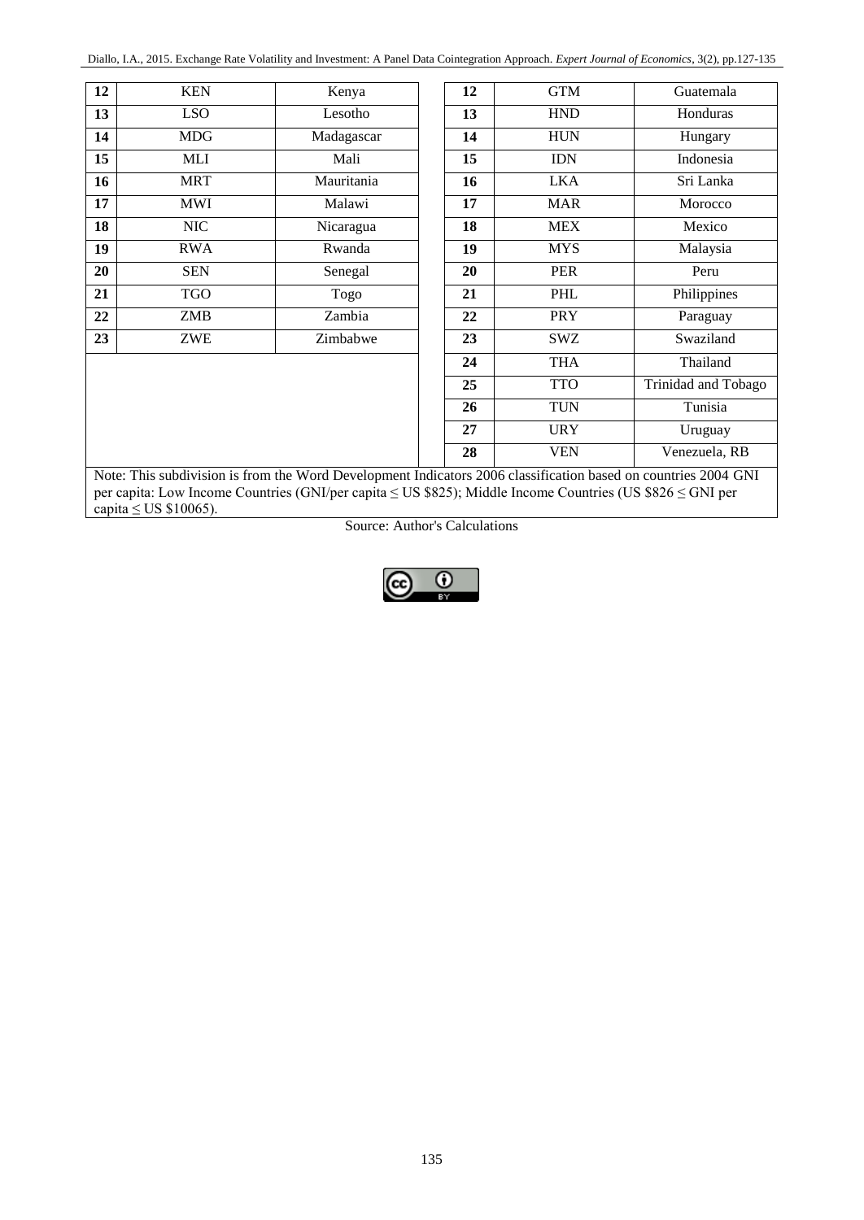| | | | | | | |
|---|---|---|---|---|---|---|
| **12** | KEN | Kenya | | **12** | GTM | Guatemala |
| **13** | LSO | Lesotho | | **13** | HND | Honduras |
| **14** | MDG | Madagascar | | **14** | HUN | Hungary |
| **15** | MLI | Mali | | **15** | IDN | Indonesia |
| **16** | MRT | Mauritania | | **16** | LKA | Sri Lanka |
| **17** | MWI | Malawi | | **17** | MAR | Morocco |
| **18** | NIC | Nicaragua | | **18** | MEX | Mexico |
| **19** | RWA | Rwanda | | **19** | MYS | Malaysia |
| **20** | SEN | Senegal | | **20** | PER | Peru |
| **21** | TGO | Togo | | **21** | PHL | Philippines |
| **22** | ZMB | Zambia | | **22** | PRY | Paraguay |
| **23** | ZWE | Zimbabwe | | **23** | SWZ | Swaziland |
| | | | | **24** | THA | Thailand |
| | | | | **25** | TTO | Trinidad and Tobago |
| | | | | **26** | TUN | Tunisia |
| | | | | **27** | URY | Uruguay |
| | | | | **28** | VEN | Venezuela, RB |

Note: This subdivision is from the Word Development Indicators 2006 classification based on countries 2004 GNI per capita: Low Income Countries (GNI/per capita ≤ US \$825); Middle Income Countries (US \$826 ≤ GNI per capita ≤ US \$10065).

Source: Author's Calculations